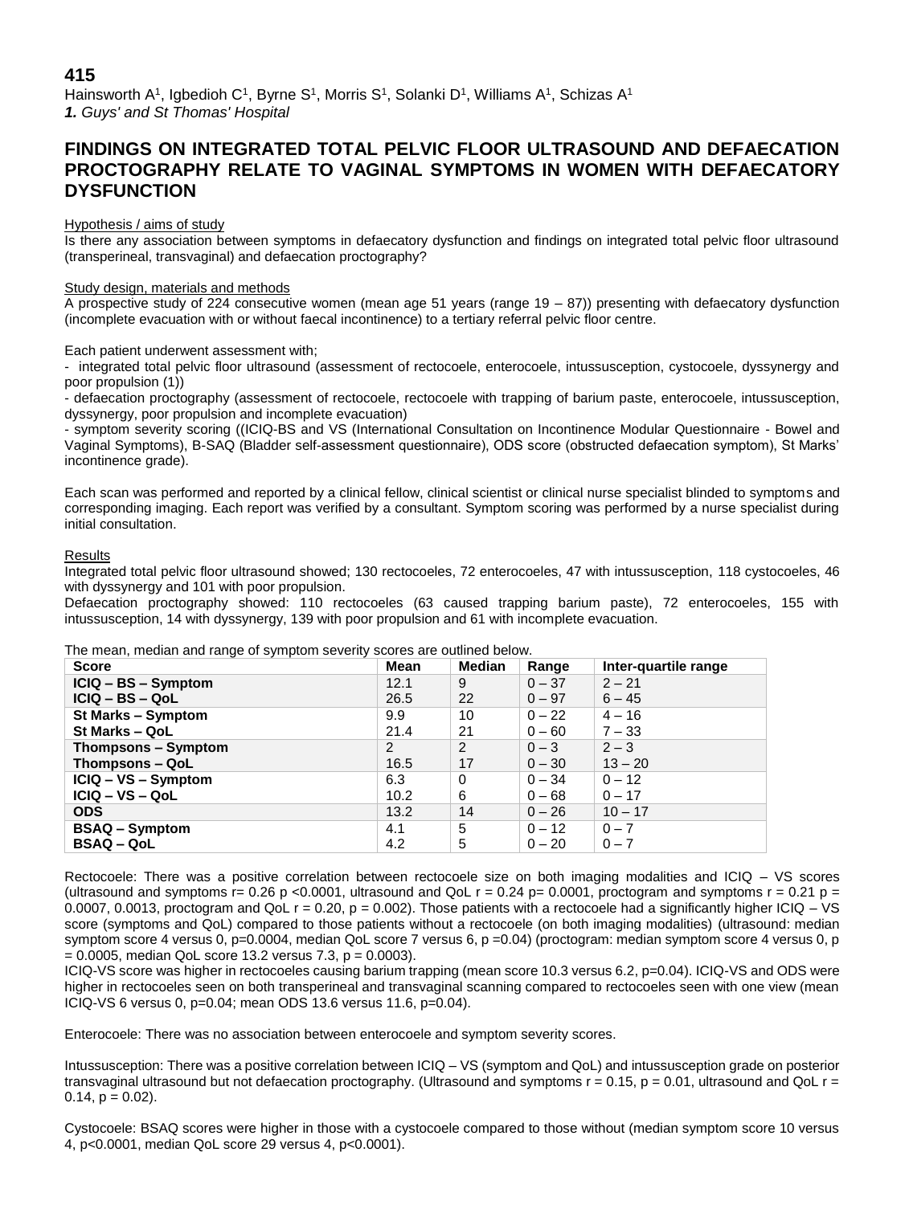**415**

Hainsworth A[1], Igbedioh C[1], Byrne S[1], Morris S[1], Solanki D[1], Williams A[1], Schizas A[1]

***1.** Guys' and St Thomas' Hospital*

# FINDINGS ON INTEGRATED TOTAL PELVIC FLOOR ULTRASOUND AND DEFAECATION PROCTOGRAPHY RELATE TO VAGINAL SYMPTOMS IN WOMEN WITH DEFAECATORY DYSFUNCTION

## Hypothesis / aims of study

Is there any association between symptoms in defaecatory dysfunction and findings on integrated total pelvic floor ultrasound (transperineal, transvaginal) and defaecation proctography?

## Study design, materials and methods

A prospective study of 224 consecutive women (mean age 51 years (range 19 – 87)) presenting with defaecatory dysfunction (incomplete evacuation with or without faecal incontinence) to a tertiary referral pelvic floor centre.

Each patient underwent assessment with;

- integrated total pelvic floor ultrasound (assessment of rectocoele, enterocoele, intussusception, cystocoele, dyssynergy and poor propulsion (1))
- defaecation proctography (assessment of rectocoele, rectocoele with trapping of barium paste, enterocoele, intussusception, dyssynergy, poor propulsion and incomplete evacuation)
- symptom severity scoring ((ICIQ-BS and VS (International Consultation on Incontinence Modular Questionnaire - Bowel and Vaginal Symptoms), B-SAQ (Bladder self-assessment questionnaire), ODS score (obstructed defaecation symptom), St Marks' incontinence grade).

Each scan was performed and reported by a clinical fellow, clinical scientist or clinical nurse specialist blinded to symptoms and corresponding imaging. Each report was verified by a consultant. Symptom scoring was performed by a nurse specialist during initial consultation.

## Results

Integrated total pelvic floor ultrasound showed; 130 rectocoeles, 72 enterocoeles, 47 with intussusception, 118 cystocoeles, 46 with dyssynergy and 101 with poor propulsion.

Defaecation proctography showed: 110 rectocoeles (63 caused trapping barium paste), 72 enterocoeles, 155 with intussusception, 14 with dyssynergy, 139 with poor propulsion and 61 with incomplete evacuation.

The mean, median and range of symptom severity scores are outlined below.

| Score | Mean | Median | Range | Inter-quartile range |
|---|---|---|---|---|
| **ICIQ – BS – Symptom** | 12.1 | 9 | 0 – 37 | 2 – 21 |
| **ICIQ – BS – QoL** | 26.5 | 22 | 0 – 97 | 6 – 45 |
| **St Marks – Symptom** | 9.9 | 10 | 0 – 22 | 4 – 16 |
| **St Marks – QoL** | 21.4 | 21 | 0 – 60 | 7 – 33 |
| **Thompsons – Symptom** | 2 | 2 | 0 – 3 | 2 – 3 |
| **Thompsons – QoL** | 16.5 | 17 | 0 – 30 | 13 – 20 |
| **ICIQ – VS – Symptom** | 6.3 | 0 | 0 – 34 | 0 – 12 |
| **ICIQ – VS – QoL** | 10.2 | 6 | 0 – 68 | 0 – 17 |
| **ODS** | 13.2 | 14 | 0 – 26 | 10 – 17 |
| **BSAQ – Symptom** | 4.1 | 5 | 0 – 12 | 0 – 7 |
| **BSAQ – QoL** | 4.2 | 5 | 0 – 20 | 0 – 7 |

Rectocoele: There was a positive correlation between rectocoele size on both imaging modalities and ICIQ – VS scores (ultrasound and symptoms $r = 0.26$ $p < 0.0001$, ultrasound and QoL $r = 0.24$ $p = 0.0001$, proctogram and symptoms $r = 0.21$ $p = 0.0007$, 0.0013, proctogram and QoL $r = 0.20$, $p = 0.002$). Those patients with a rectocoele had a significantly higher ICIQ – VS score (symptoms and QoL) compared to those patients without a rectocoele (on both imaging modalities) (ultrasound: median symptom score 4 versus 0, $p=0.0004$, median QoL score 7 versus 6, $p = 0.04$) (proctogram: median symptom score 4 versus 0, $p = 0.0005$, median QoL score 13.2 versus 7.3, $p = 0.0003$).

ICIQ-VS score was higher in rectocoeles causing barium trapping (mean score 10.3 versus 6.2, $p=0.04$). ICIQ-VS and ODS were higher in rectocoeles seen on both transperineal and transvaginal scanning compared to rectocoeles seen with one view (mean ICIQ-VS 6 versus 0, $p=0.04$; mean ODS 13.6 versus 11.6, $p=0.04$).

Enterocoele: There was no association between enterocoele and symptom severity scores.

Intussusception: There was a positive correlation between ICIQ – VS (symptom and QoL) and intussusception grade on posterior transvaginal ultrasound but not defaecation proctography. (Ultrasound and symptoms $r = 0.15$, $p = 0.01$, ultrasound and QoL $r = 0.14$, $p = 0.02$).

Cystocoele: BSAQ scores were higher in those with a cystocoele compared to those without (median symptom score 10 versus 4, $p<0.0001$, median QoL score 29 versus 4, $p<0.0001$).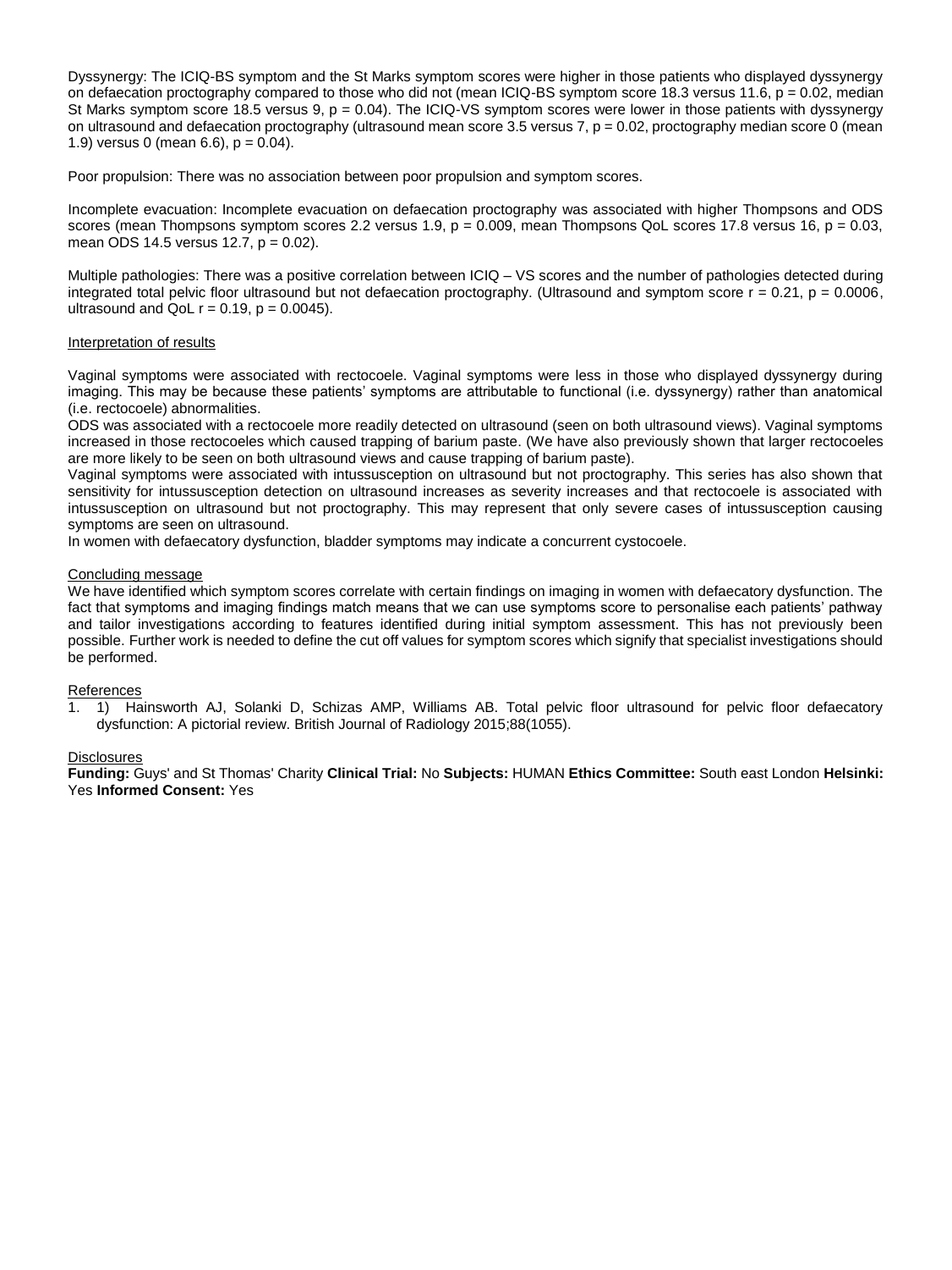Dyssynergy: The ICIQ-BS symptom and the St Marks symptom scores were higher in those patients who displayed dyssynergy on defaecation proctography compared to those who did not (mean ICIQ-BS symptom score 18.3 versus 11.6, $p = 0.02$, median St Marks symptom score 18.5 versus 9, $p = 0.04$). The ICIQ-VS symptom scores were lower in those patients with dyssynergy on ultrasound and defaecation proctography (ultrasound mean score 3.5 versus 7, $p = 0.02$, proctography median score 0 (mean 1.9) versus 0 (mean 6.6), $p = 0.04$).

Poor propulsion: There was no association between poor propulsion and symptom scores.

Incomplete evacuation: Incomplete evacuation on defaecation proctography was associated with higher Thompsons and ODS scores (mean Thompsons symptom scores 2.2 versus 1.9, $p = 0.009$, mean Thompsons QoL scores 17.8 versus 16, $p = 0.03$, mean ODS 14.5 versus 12.7, $p = 0.02$).

Multiple pathologies: There was a positive correlation between ICIQ – VS scores and the number of pathologies detected during integrated total pelvic floor ultrasound but not defaecation proctography. (Ultrasound and symptom score $r = 0.21$, $p = 0.0006$, ultrasound and QoL $r = 0.19$, $p = 0.0045$).

## Interpretation of results

Vaginal symptoms were associated with rectocoele. Vaginal symptoms were less in those who displayed dyssynergy during imaging. This may be because these patients' symptoms are attributable to functional (i.e. dyssynergy) rather than anatomical (i.e. rectocoele) abnormalities.
ODS was associated with a rectocoele more readily detected on ultrasound (seen on both ultrasound views). Vaginal symptoms increased in those rectocoeles which caused trapping of barium paste. (We have also previously shown that larger rectocoeles are more likely to be seen on both ultrasound views and cause trapping of barium paste).
Vaginal symptoms were associated with intussusception on ultrasound but not proctography. This series has also shown that sensitivity for intussusception detection on ultrasound increases as severity increases and that rectocoele is associated with intussusception on ultrasound but not proctography. This may represent that only severe cases of intussusception causing symptoms are seen on ultrasound.
In women with defaecatory dysfunction, bladder symptoms may indicate a concurrent cystocoele.

## Concluding message

We have identified which symptom scores correlate with certain findings on imaging in women with defaecatory dysfunction. The fact that symptoms and imaging findings match means that we can use symptoms score to personalise each patients' pathway and tailor investigations according to features identified during initial symptom assessment. This has not previously been possible. Further work is needed to define the cut off values for symptom scores which signify that specialist investigations should be performed.

## References

1. 1) Hainsworth AJ, Solanki D, Schizas AMP, Williams AB. Total pelvic floor ultrasound for pelvic floor defaecatory dysfunction: A pictorial review. British Journal of Radiology 2015;88(1055).

## Disclosures

**Funding:** Guys' and St Thomas' Charity **Clinical Trial:** No **Subjects:** HUMAN **Ethics Committee:** South east London **Helsinki:** Yes **Informed Consent:** Yes